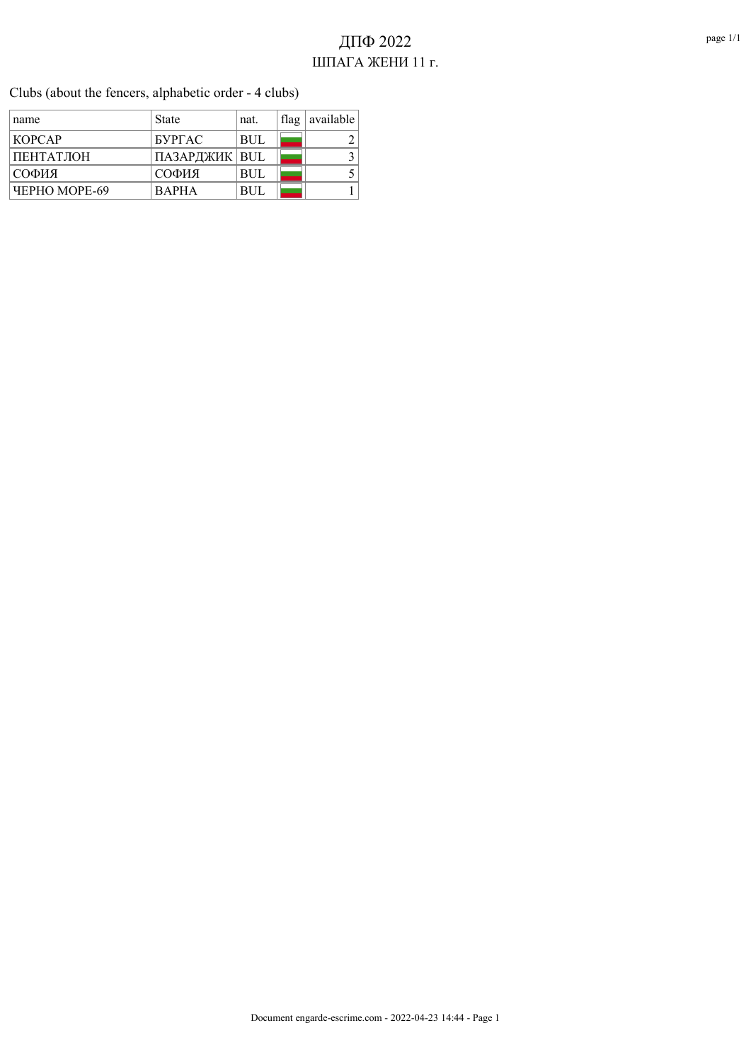# ДПФ 2022

## ШПАГА ЖЕНИ 11 г.

Clubs (about the fencers, alphabetic order - 4 clubs)

| name | State | nat. | flag | available |
|---|---|---|---|---|
| КОРСАР | БУРГАС | BUL | | 2 |
| ПЕНТАТЛОН | ПАЗАРДЖИК | BUL | | 3 |
| СОФИЯ | СОФИЯ | BUL | | 5 |
| ЧЕРНО МОРЕ-69 | ВАРНА | BUL | | 1 |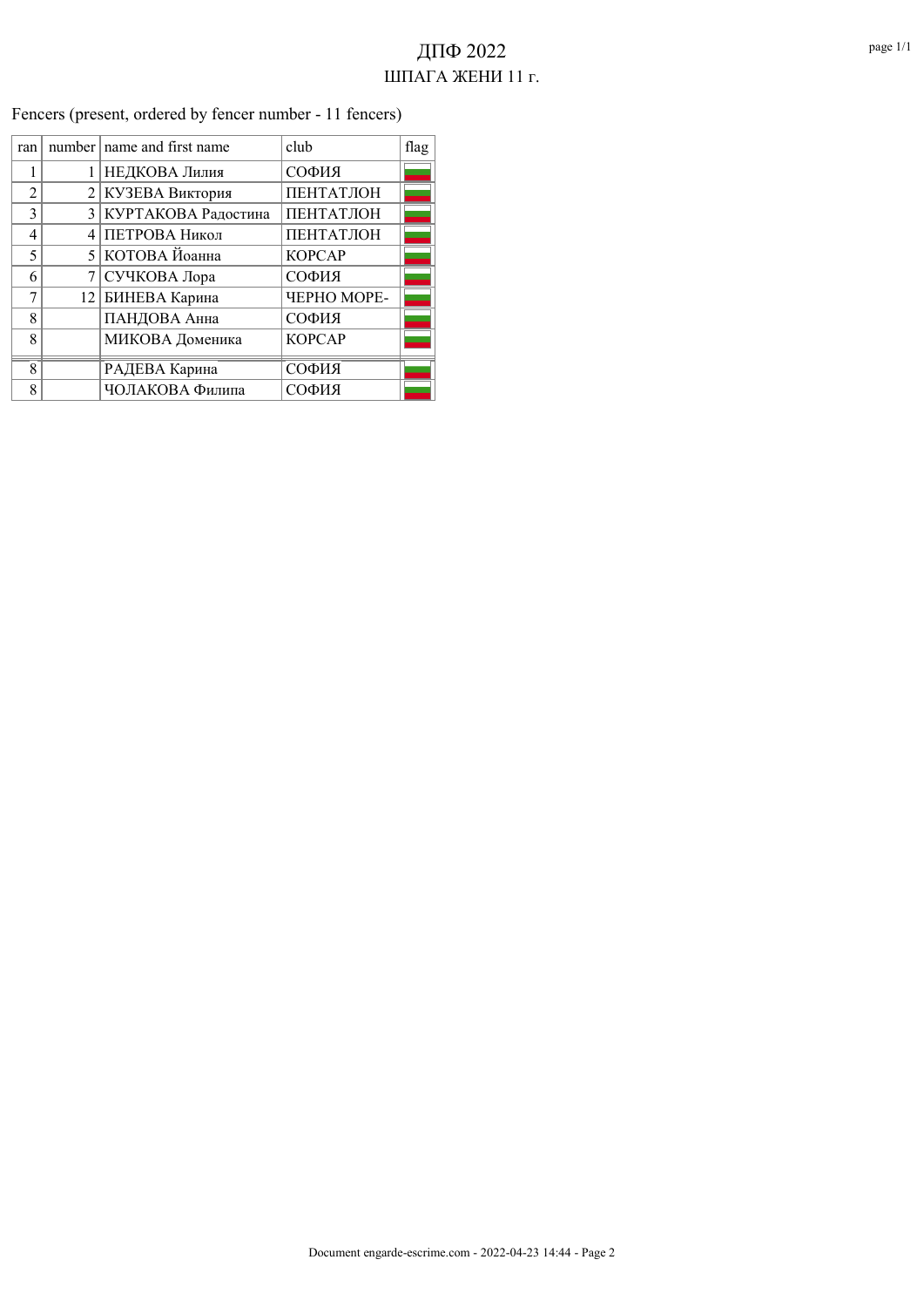# ДПФ 2022

## ШПАГА ЖЕНИ 11 г.

Fencers (present, ordered by fencer number - 11 fencers)

| ran | number | name and first name | club | flag |
|---|---|---|---|---|
| 1 | 1 | НЕДКОВА Лилия | СОФИЯ | |
| 2 | 2 | КУЗЕВА Виктория | ПЕНТАТЛОН | |
| 3 | 3 | КУРТАКОВА Радостина | ПЕНТАТЛОН | |
| 4 | 4 | ПЕТРОВА Никол | ПЕНТАТЛОН | |
| 5 | 5 | КОТОВА Йоанна | КОРСАР | |
| 6 | 7 | СУЧКОВА Лора | СОФИЯ | |
| 7 | 12 | БИНЕВА Карина | ЧЕРНО МОРЕ- | |
| 8 | | ПАНДОВА Анна | СОФИЯ | |
| 8 | | МИКОВА Доменика | КОРСАР | |
| 8 | | РАДЕВА Карина | СОФИЯ | |
| 8 | | ЧОЛАКОВА Филипа | СОФИЯ | |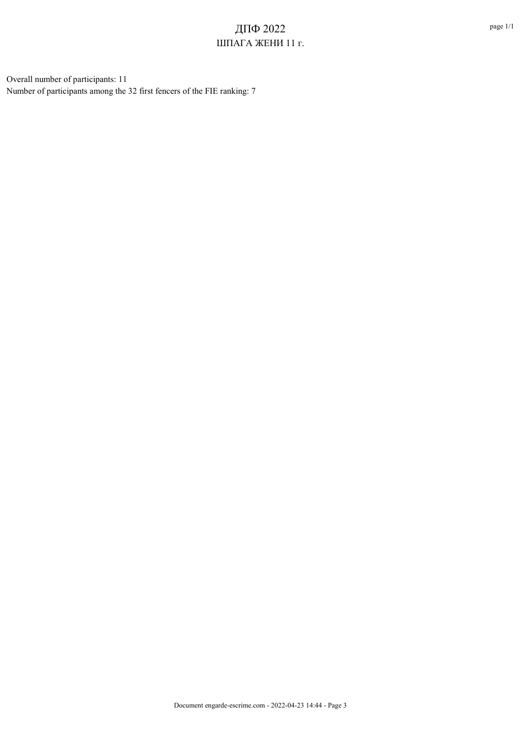# ДПФ 2022

## ШПАГА ЖЕНИ 11 г.

Overall number of participants: 11

Number of participants among the 32 first fencers of the FIE ranking: 7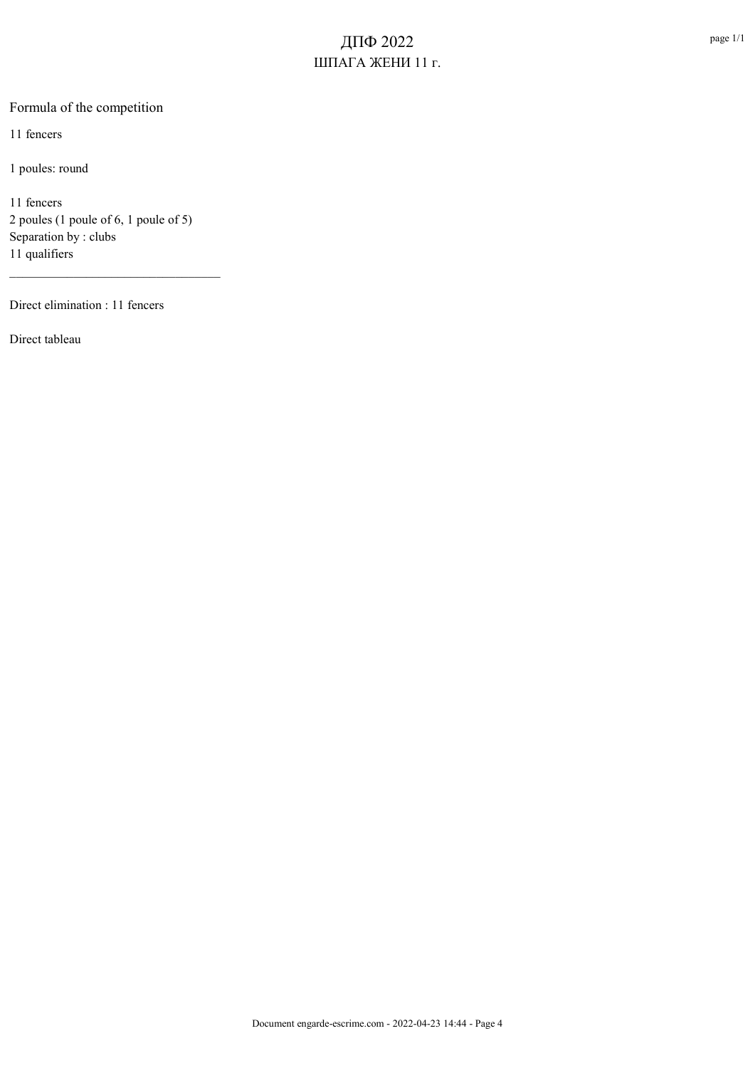# ДПФ 2022

## ШПАГА ЖЕНИ 11 г.

Formula of the competition

11 fencers

1 poules: round

11 fencers
2 poules (1 poule of 6, 1 poule of 5)
Separation by : clubs
11 qualifiers

---

Direct elimination : 11 fencers

Direct tableau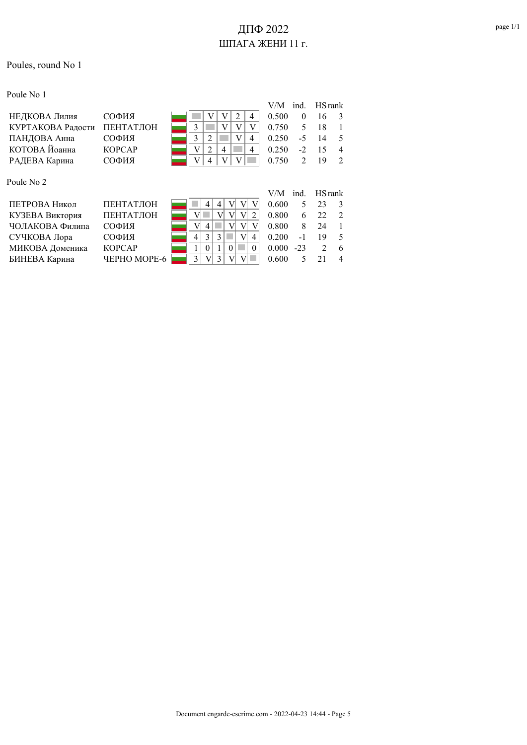# ДПФ 2022

## ШПАГА ЖЕНИ 11 г.

Poules, round No 1

### Poule No 1

| | | | | | | | | V/M | ind. | HS | rank |
|---|---|---|---|---|---|---|---|---|---|---|---|
| НЕДКОВА Лилия | СОФИЯ | | V | V | 2 | 4 | | 0.500 | 0 | 16 | 3 |
| КУРТАКОВА Радости | ПЕНТАТЛОН | 3 | | V | V | V | | 0.750 | 5 | 18 | 1 |
| ПАНДОВА Анна | СОФИЯ | 3 | 2 | | V | 4 | | 0.250 | -5 | 14 | 5 |
| КОТОВА Йоанна | КОРСАР | V | 2 | 4 | | 4 | | 0.250 | -2 | 15 | 4 |
| РАДЕВА Карина | СОФИЯ | V | 4 | V | V | | | 0.750 | 2 | 19 | 2 |

### Poule No 2

| | | | | | | | | V/M | ind. | HS | rank |
|---|---|---|---|---|---|---|---|---|---|---|---|
| ПЕТРОВА Никол | ПЕНТАТЛОН | | 4 | 4 | V | V | V | 0.600 | 5 | 23 | 3 |
| КУЗЕВА Виктория | ПЕНТАТЛОН | V | | V | V | V | 2 | 0.800 | 6 | 22 | 2 |
| ЧОЛАКОВА Филипа | СОФИЯ | V | 4 | | V | V | V | 0.800 | 8 | 24 | 1 |
| СУЧКОВА Лора | СОФИЯ | 4 | 3 | 3 | | V | 4 | 0.200 | -1 | 19 | 5 |
| МИКОВА Доменика | КОРСАР | 1 | 0 | 1 | 0 | | 0 | 0.000 | -23 | 2 | 6 |
| БИНЕВА Карина | ЧЕРНО МОРЕ-6 | 3 | V | 3 | V | V | | 0.600 | 5 | 21 | 4 |

Document engarde-escrime.com - 2022-04-23 14:44 - Page 5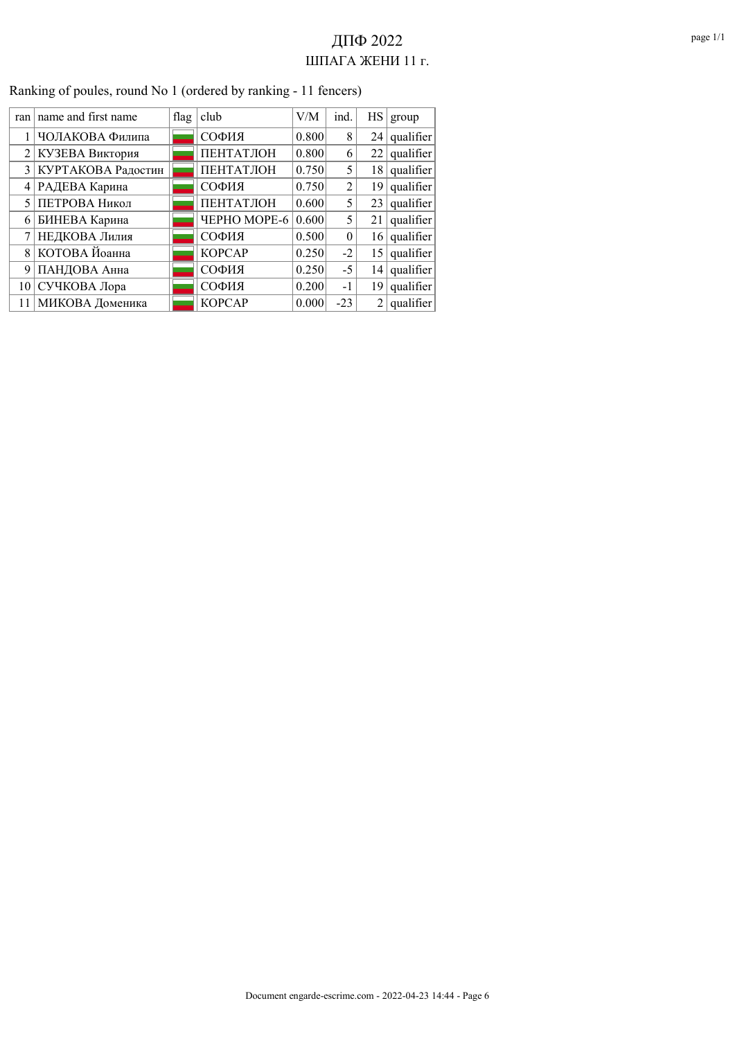# ДПФ 2022

## ШПАГА ЖЕНИ 11 г.

Ranking of poules, round No 1 (ordered by ranking - 11 fencers)

| ran | name and first name | flag | club | V/M | ind. | HS | group |
|---|---|---|---|---|---|---|---|
| 1 | ЧОЛАКОВА Филипа | | СОФИЯ | 0.800 | 8 | 24 | qualifier |
| 2 | КУЗЕВА Виктория | | ПЕНТАТЛОН | 0.800 | 6 | 22 | qualifier |
| 3 | КУРТАКОВА Радостин | | ПЕНТАТЛОН | 0.750 | 5 | 18 | qualifier |
| 4 | РАДЕВА Карина | | СОФИЯ | 0.750 | 2 | 19 | qualifier |
| 5 | ПЕТРОВА Никол | | ПЕНТАТЛОН | 0.600 | 5 | 23 | qualifier |
| 6 | БИНЕВА Карина | | ЧЕРНО МОРЕ-6 | 0.600 | 5 | 21 | qualifier |
| 7 | НЕДКОВА Лилия | | СОФИЯ | 0.500 | 0 | 16 | qualifier |
| 8 | КОТОВА Йоанна | | КОРСАР | 0.250 | -2 | 15 | qualifier |
| 9 | ПАНДОВА Анна | | СОФИЯ | 0.250 | -5 | 14 | qualifier |
| 10 | СУЧКОВА Лора | | СОФИЯ | 0.200 | -1 | 19 | qualifier |
| 11 | МИКОВА Доменика | | КОРСАР | 0.000 | -23 | 2 | qualifier |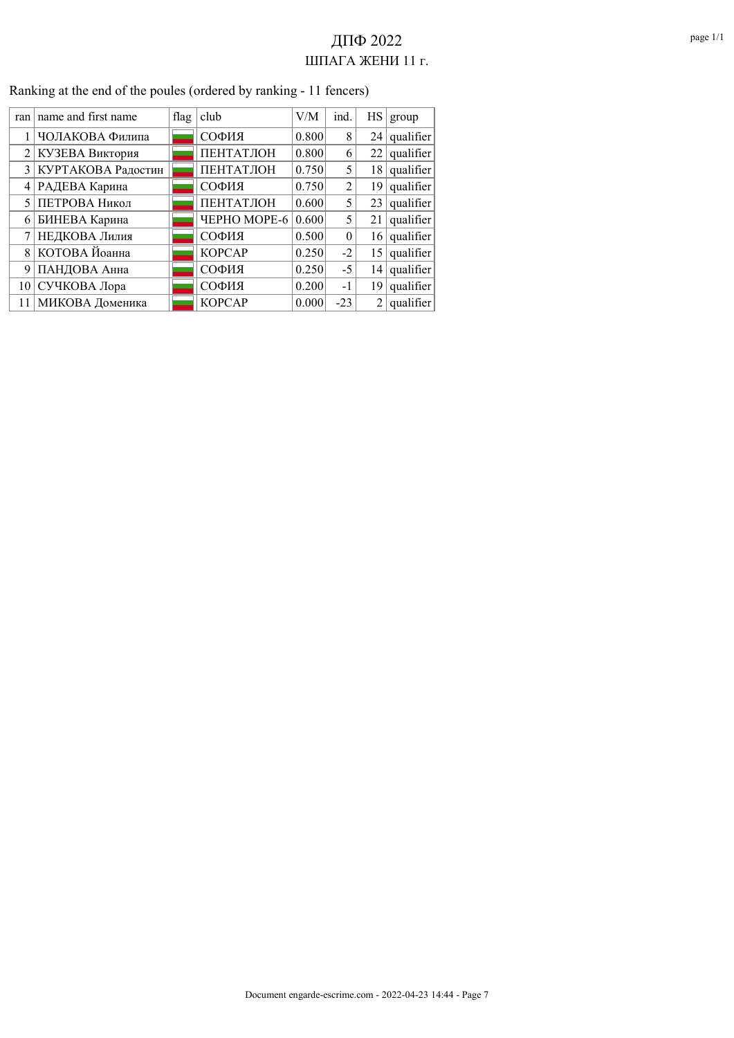# ДПФ 2022

## ШПАГА ЖЕНИ 11 г.

Ranking at the end of the poules (ordered by ranking - 11 fencers)

| ran | name and first name | flag | club | V/M | ind. | HS | group |
|---|---|---|---|---|---|---|---|
| 1 | ЧОЛАКОВА Филипа | | СОФИЯ | 0.800 | 8 | 24 | qualifier |
| 2 | КУЗЕВА Виктория | | ПЕНТАТЛОН | 0.800 | 6 | 22 | qualifier |
| 3 | КУРТАКОВА Радостин | | ПЕНТАТЛОН | 0.750 | 5 | 18 | qualifier |
| 4 | РАДЕВА Карина | | СОФИЯ | 0.750 | 2 | 19 | qualifier |
| 5 | ПЕТРОВА Никол | | ПЕНТАТЛОН | 0.600 | 5 | 23 | qualifier |
| 6 | БИНЕВА Карина | | ЧЕРНО МОРЕ-6 | 0.600 | 5 | 21 | qualifier |
| 7 | НЕДКОВА Лилия | | СОФИЯ | 0.500 | 0 | 16 | qualifier |
| 8 | КОТОВА Йоанна | | КОРСАР | 0.250 | -2 | 15 | qualifier |
| 9 | ПАНДОВА Анна | | СОФИЯ | 0.250 | -5 | 14 | qualifier |
| 10 | СУЧКОВА Лора | | СОФИЯ | 0.200 | -1 | 19 | qualifier |
| 11 | МИКОВА Доменика | | КОРСАР | 0.000 | -23 | 2 | qualifier |

Document engarde-escrime.com - 2022-04-23 14:44 - Page 7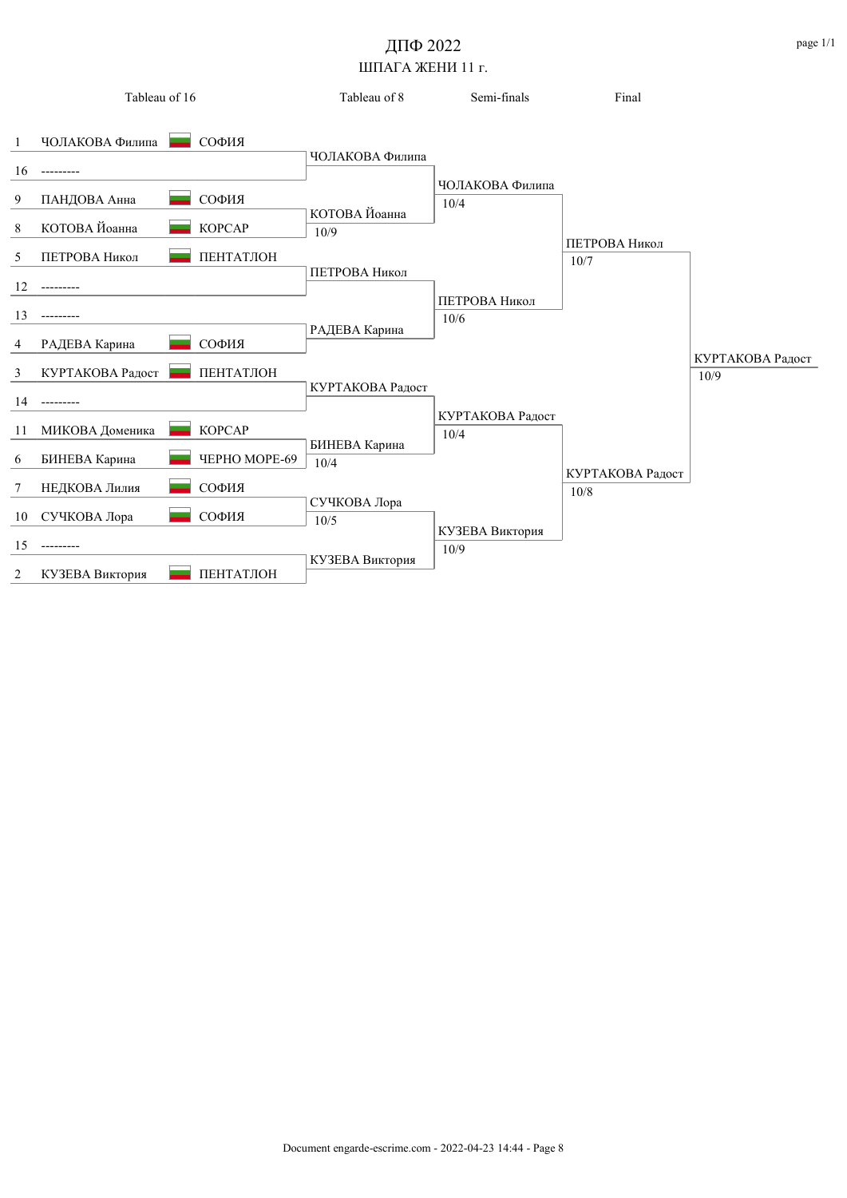# ДПФ 2022

## ШПАГА ЖЕНИ 11 г.

| Tableau of 16 | | | Tableau of 8 | Semi-finals | Final | |
|---|---|---|---|---|---|---|
| 1 | ЧОЛАКОВА Филипа | СОФИЯ | ЧОЛАКОВА Филипа | ЧОЛАКОВА Филипа 10/4 | ПЕТРОВА Никол 10/7 | КУРТАКОВА Радост 10/9 |
| 16 | --------- | | | | | |
| 9 | ПАНДОВА Анна | СОФИЯ | КОТОВА Йоанна 10/9 | | | |
| 8 | КОТОВА Йоанна | КОРСАР | | | | |
| 5 | ПЕТРОВА Никол | ПЕНТАТЛОН | ПЕТРОВА Никол | ПЕТРОВА Никол 10/6 | | |
| 12 | --------- | | | | | |
| 13 | --------- | | РАДЕВА Карина | | | |
| 4 | РАДЕВА Карина | СОФИЯ | | | | |
| 3 | КУРТАКОВА Радост | ПЕНТАТЛОН | КУРТАКОВА Радост | КУРТАКОВА Радост 10/4 | КУРТАКОВА Радост 10/8 | |
| 14 | --------- | | | | | |
| 11 | МИКОВА Доменика | КОРСАР | БИНЕВА Карина 10/4 | | | |
| 6 | БИНЕВА Карина | ЧЕРНО МОРЕ-69 | | | | |
| 7 | НЕДКОВА Лилия | СОФИЯ | СУЧКОВА Лора 10/5 | КУЗЕВА Виктория 10/9 | | |
| 10 | СУЧКОВА Лора | СОФИЯ | | | | |
| 15 | --------- | | КУЗЕВА Виктория | | | |
| 2 | КУЗЕВА Виктория | ПЕНТАТЛОН | | | | |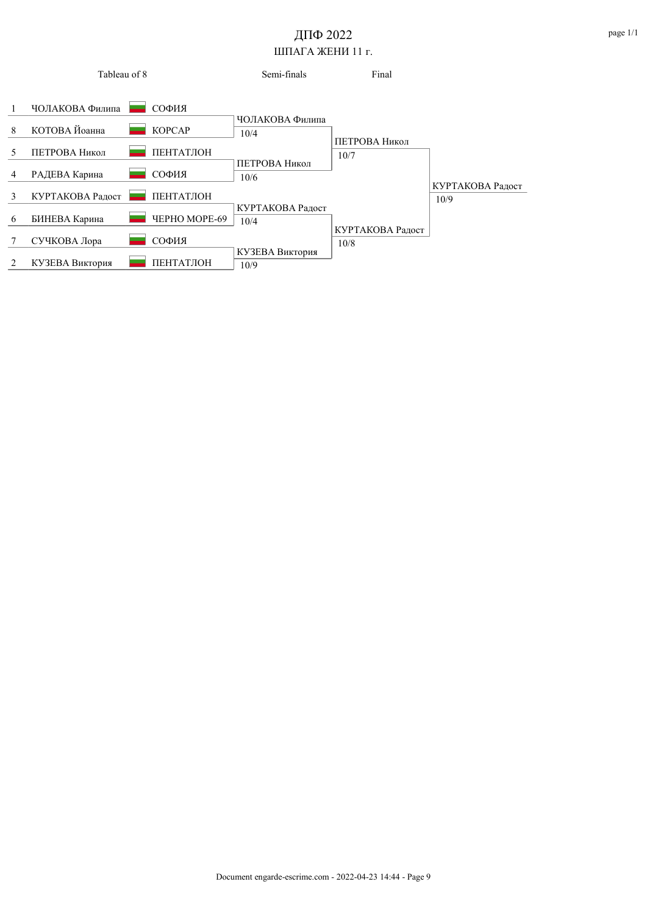# ДПФ 2022

## ШПАГА ЖЕНИ 11 г.

| Tableau of 8 | | | Semi-finals | Final | |
|---|---|---|---|---|---|
| 1 | ЧОЛАКОВА Филипа | СОФИЯ | ЧОЛАКОВА Филипа 10/4 | ПЕТРОВА Никол 10/7 | КУРТАКОВА Радост 10/9 |
| 8 | КОТОВА Йоанна | КОРСАР | | | |
| 5 | ПЕТРОВА Никол | ПЕНТАТЛОН | ПЕТРОВА Никол 10/6 | | |
| 4 | РАДЕВА Карина | СОФИЯ | | | |
| 3 | КУРТАКОВА Радост | ПЕНТАТЛОН | КУРТАКОВА Радост 10/4 | КУРТАКОВА Радост 10/8 | |
| 6 | БИНЕВА Карина | ЧЕРНО МОРЕ-69 | | | |
| 7 | СУЧКОВА Лора | СОФИЯ | КУЗЕВА Виктория 10/9 | | |
| 2 | КУЗЕВА Виктория | ПЕНТАТЛОН | | | |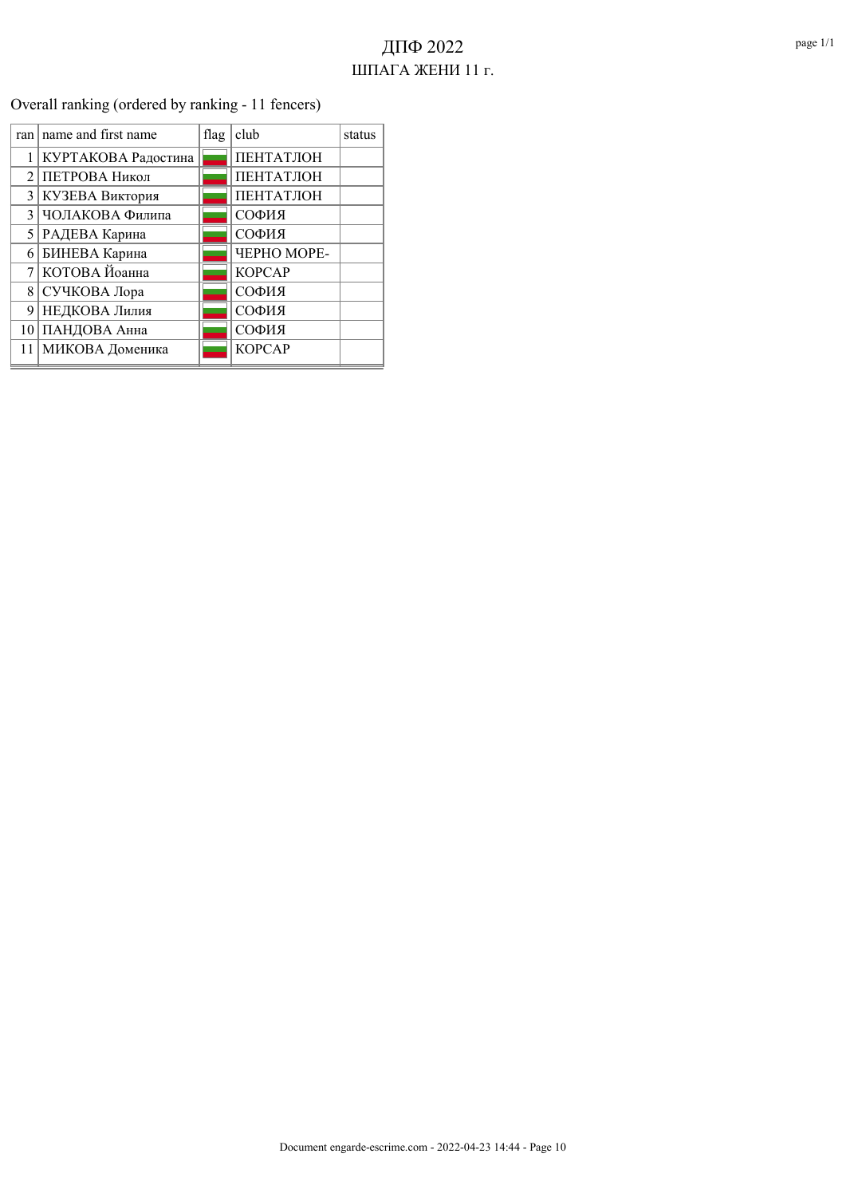# ДПФ 2022

## ШПАГА ЖЕНИ 11 г.

Overall ranking (ordered by ranking - 11 fencers)

| ran | name and first name | flag | club | status |
|---|---|---|---|---|
| 1 | КУРТАКОВА Радостина | | ПЕНТАТЛОН | |
| 2 | ПЕТРОВА Никол | | ПЕНТАТЛОН | |
| 3 | КУЗЕВА Виктория | | ПЕНТАТЛОН | |
| 3 | ЧОЛАКОВА Филипа | | СОФИЯ | |
| 5 | РАДЕВА Карина | | СОФИЯ | |
| 6 | БИНЕВА Карина | | ЧЕРНО МОРЕ- | |
| 7 | КОТОВА Йоанна | | КОРСАР | |
| 8 | СУЧКОВА Лора | | СОФИЯ | |
| 9 | НЕДКОВА Лилия | | СОФИЯ | |
| 10 | ПАНДОВА Анна | | СОФИЯ | |
| 11 | МИКОВА Доменика | | КОРСАР | |